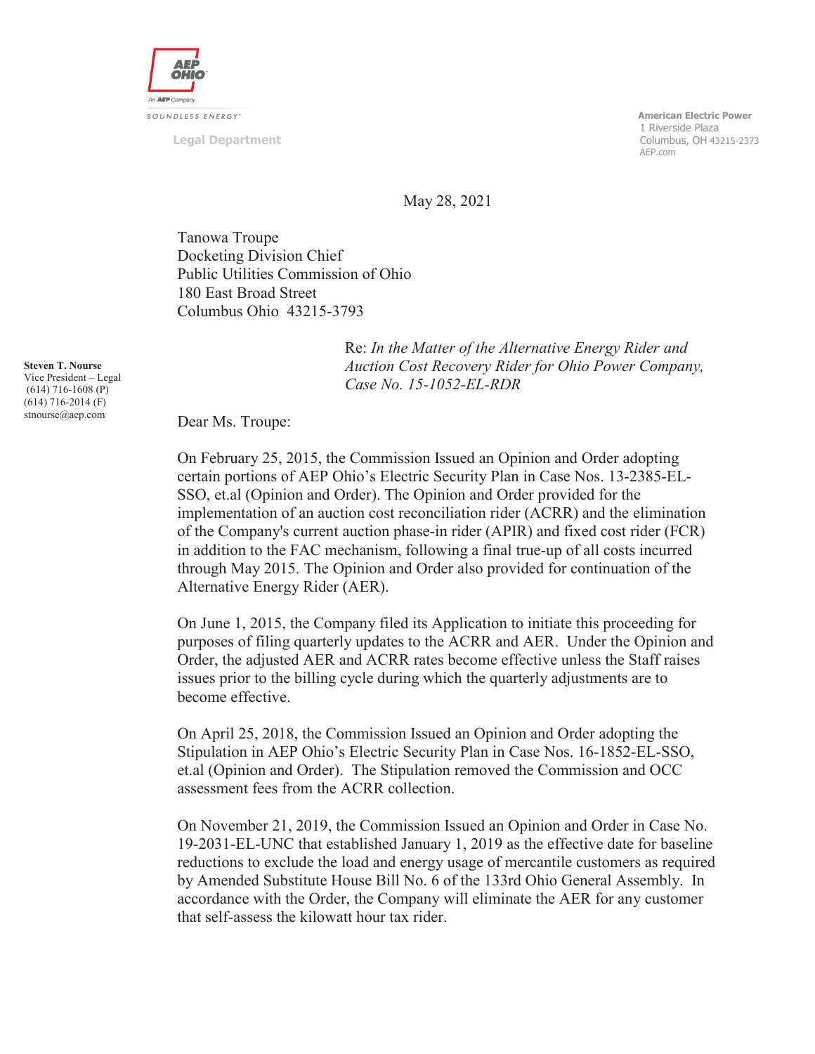AEP OHIO

An AEP Company

BOUNDLESS ENERGY™

Legal Department

American Electric Power
1 Riverside Plaza
Columbus, OH 43215-2373
AEP.com

May 28, 2021

Tanowa Troupe
Docketing Division Chief
Public Utilities Commission of Ohio
180 East Broad Street
Columbus Ohio 43215-3793

**Steven T. Nourse**
Vice President – Legal
(614) 716-1608 (P)
(614) 716-2014 (F)
stnourse@aep.com

Re: *In the Matter of the Alternative Energy Rider and Auction Cost Recovery Rider for Ohio Power Company, Case No. 15-1052-EL-RDR*

Dear Ms. Troupe:

On February 25, 2015, the Commission Issued an Opinion and Order adopting certain portions of AEP Ohio's Electric Security Plan in Case Nos. 13-2385-EL-SSO, et.al (Opinion and Order). The Opinion and Order provided for the implementation of an auction cost reconciliation rider (ACRR) and the elimination of the Company's current auction phase-in rider (APIR) and fixed cost rider (FCR) in addition to the FAC mechanism, following a final true-up of all costs incurred through May 2015. The Opinion and Order also provided for continuation of the Alternative Energy Rider (AER).

On June 1, 2015, the Company filed its Application to initiate this proceeding for purposes of filing quarterly updates to the ACRR and AER. Under the Opinion and Order, the adjusted AER and ACRR rates become effective unless the Staff raises issues prior to the billing cycle during which the quarterly adjustments are to become effective.

On April 25, 2018, the Commission Issued an Opinion and Order adopting the Stipulation in AEP Ohio's Electric Security Plan in Case Nos. 16-1852-EL-SSO, et.al (Opinion and Order). The Stipulation removed the Commission and OCC assessment fees from the ACRR collection.

On November 21, 2019, the Commission Issued an Opinion and Order in Case No. 19-2031-EL-UNC that established January 1, 2019 as the effective date for baseline reductions to exclude the load and energy usage of mercantile customers as required by Amended Substitute House Bill No. 6 of the 133rd Ohio General Assembly. In accordance with the Order, the Company will eliminate the AER for any customer that self-assess the kilowatt hour tax rider.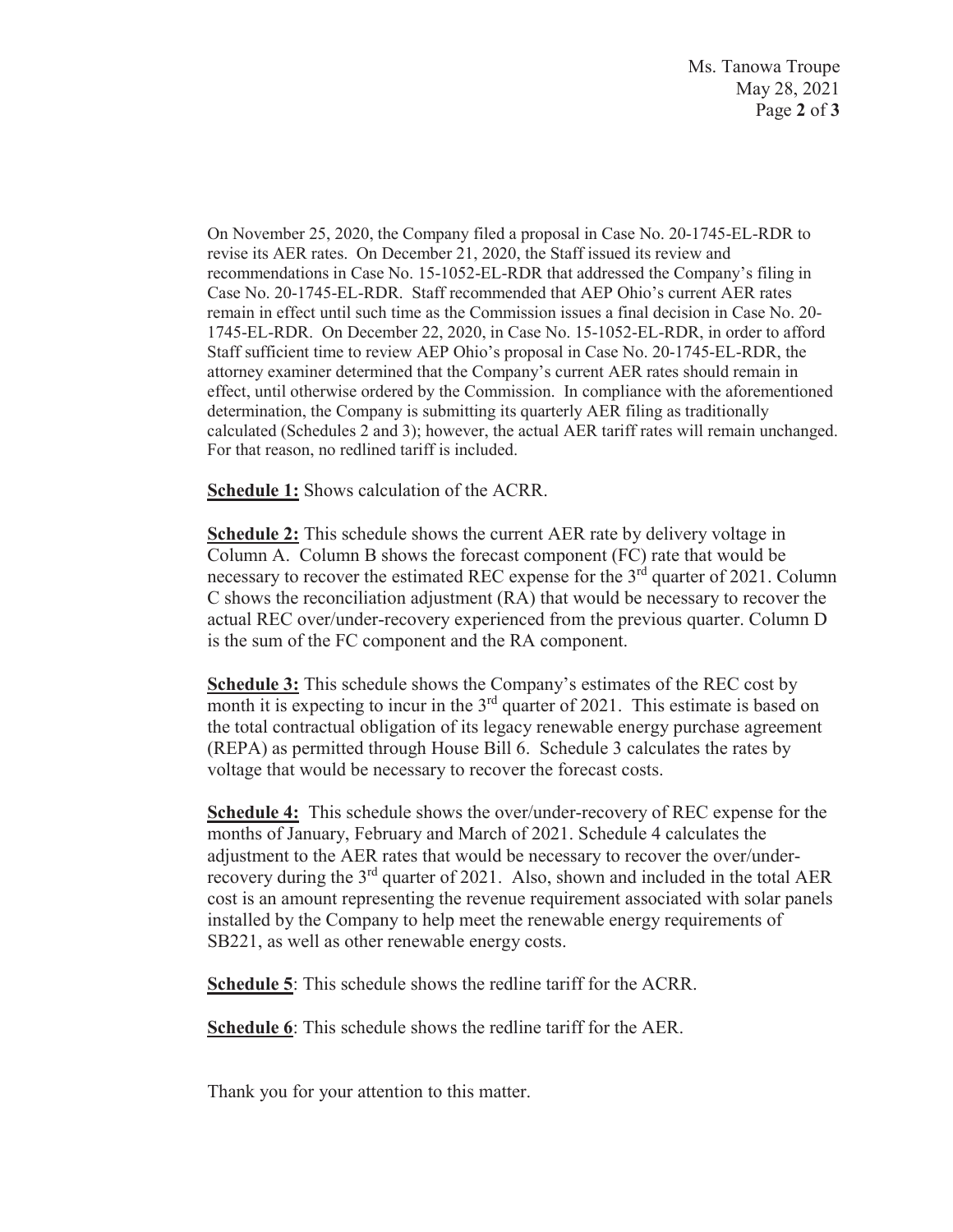On November 25, 2020, the Company filed a proposal in Case No. 20-1745-EL-RDR to revise its AER rates. On December 21, 2020, the Staff issued its review and recommendations in Case No. 15-1052-EL-RDR that addressed the Company's filing in Case No. 20-1745-EL-RDR. Staff recommended that AEP Ohio's current AER rates remain in effect until such time as the Commission issues a final decision in Case No. 20-1745-EL-RDR. On December 22, 2020, in Case No. 15-1052-EL-RDR, in order to afford Staff sufficient time to review AEP Ohio's proposal in Case No. 20-1745-EL-RDR, the attorney examiner determined that the Company's current AER rates should remain in effect, until otherwise ordered by the Commission. In compliance with the aforementioned determination, the Company is submitting its quarterly AER filing as traditionally calculated (Schedules 2 and 3); however, the actual AER tariff rates will remain unchanged. For that reason, no redlined tariff is included.

**Schedule 1:** Shows calculation of the ACRR.

**Schedule 2:** This schedule shows the current AER rate by delivery voltage in Column A. Column B shows the forecast component (FC) rate that would be necessary to recover the estimated REC expense for the 3rd quarter of 2021. Column C shows the reconciliation adjustment (RA) that would be necessary to recover the actual REC over/under-recovery experienced from the previous quarter. Column D is the sum of the FC component and the RA component.

**Schedule 3:** This schedule shows the Company's estimates of the REC cost by month it is expecting to incur in the 3rd quarter of 2021. This estimate is based on the total contractual obligation of its legacy renewable energy purchase agreement (REPA) as permitted through House Bill 6. Schedule 3 calculates the rates by voltage that would be necessary to recover the forecast costs.

**Schedule 4:** This schedule shows the over/under-recovery of REC expense for the months of January, February and March of 2021. Schedule 4 calculates the adjustment to the AER rates that would be necessary to recover the over/under-recovery during the 3rd quarter of 2021. Also, shown and included in the total AER cost is an amount representing the revenue requirement associated with solar panels installed by the Company to help meet the renewable energy requirements of SB221, as well as other renewable energy costs.

**Schedule 5**: This schedule shows the redline tariff for the ACRR.

**Schedule 6**: This schedule shows the redline tariff for the AER.

Thank you for your attention to this matter.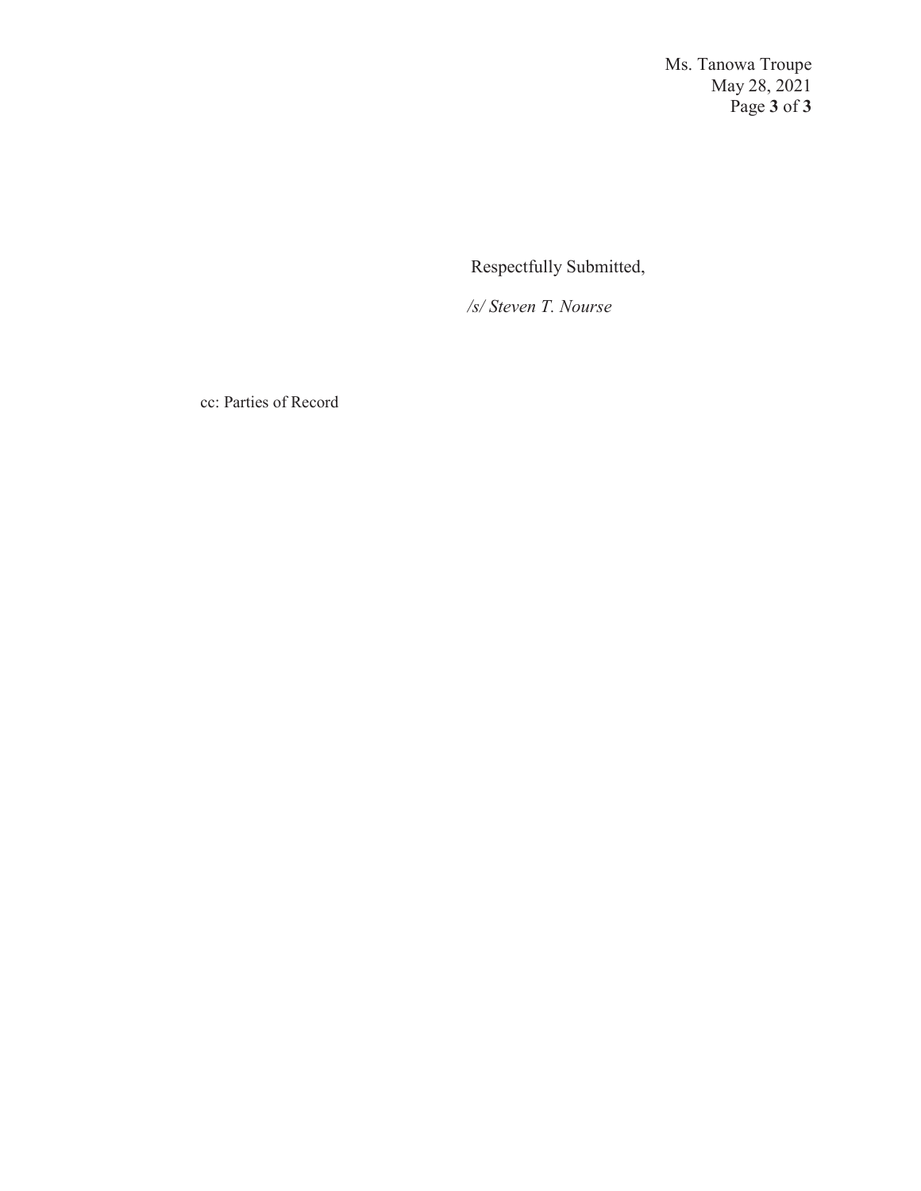Respectfully Submitted,

*/s/ Steven T. Nourse*

cc: Parties of Record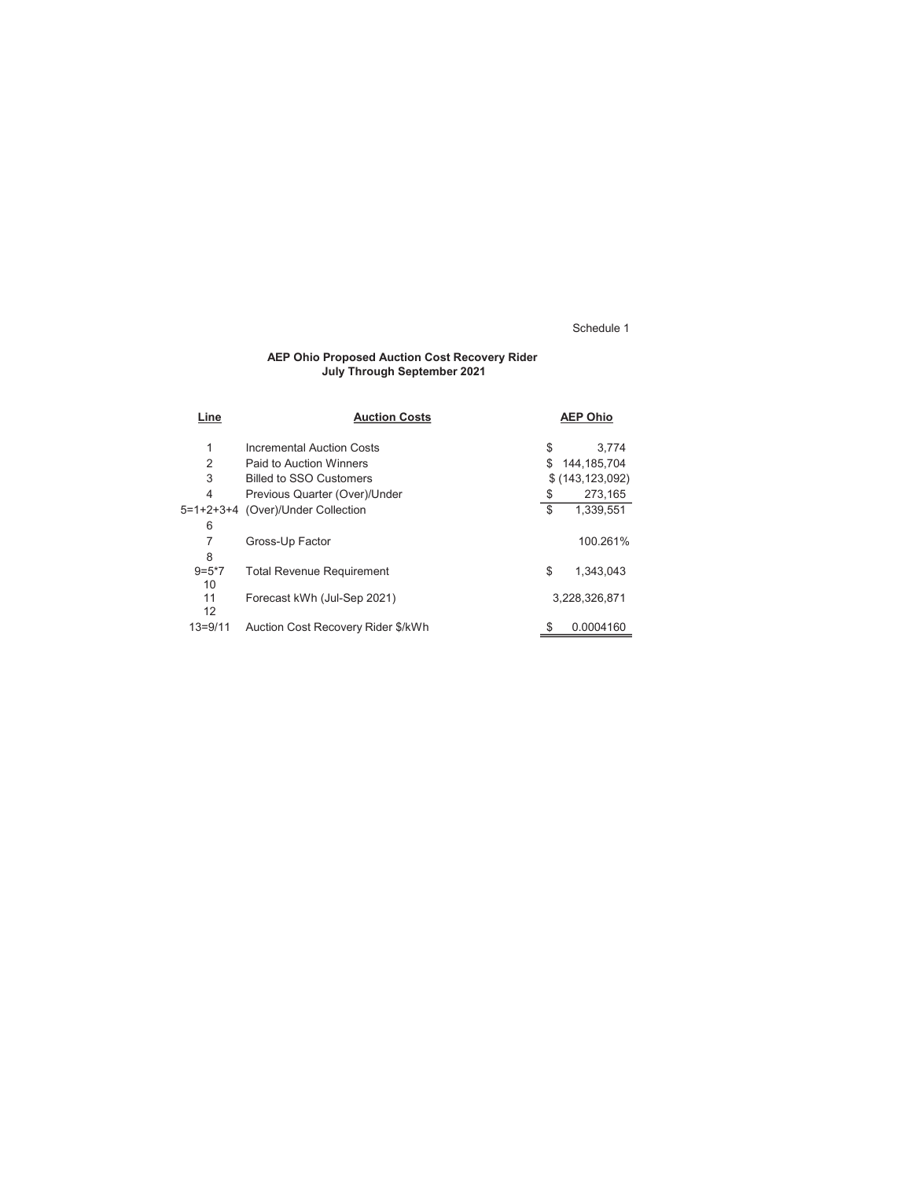Schedule 1

**AEP Ohio Proposed Auction Cost Recovery Rider**
**July Through September 2021**

| Line | Auction Costs | AEP Ohio |
|---|---|---|
| 1 | Incremental Auction Costs | $ 3,774 |
| 2 | Paid to Auction Winners | $ 144,185,704 |
| 3 | Billed to SSO Customers | $ (143,123,092) |
| 4 | Previous Quarter (Over)/Under | $ 273,165 |
| 5=1+2+3+4 | (Over)/Under Collection | $ 1,339,551 |
| 6 | | |
| 7 | Gross-Up Factor | 100.261% |
| 8 | | |
| 9=5*7 | Total Revenue Requirement | $ 1,343,043 |
| 10 | | |
| 11 | Forecast kWh (Jul-Sep 2021) | 3,228,326,871 |
| 12 | | |
| 13=9/11 | Auction Cost Recovery Rider $/kWh | $ 0.0004160 |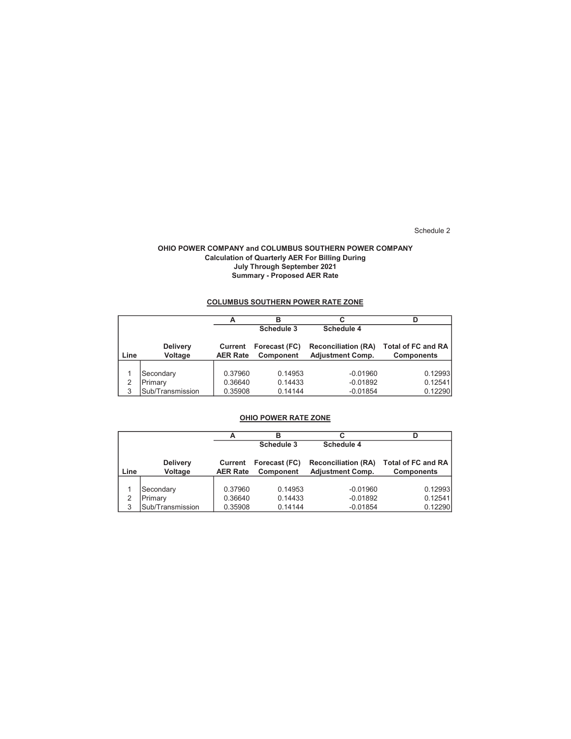Schedule 2

**OHIO POWER COMPANY and COLUMBUS SOUTHERN POWER COMPANY**
**Calculation of Quarterly AER For Billing During**
**July Through September 2021**
**Summary - Proposed AER Rate**

**COLUMBUS SOUTHERN POWER RATE ZONE**

| | | A | B | C | D |
|---|---|---|---|---|---|
| | | | Schedule 3 | Schedule 4 | |
| Line | Delivery Voltage | Current AER Rate | Forecast (FC) Component | Reconciliation (RA) Adjustment Comp. | Total of FC and RA Components |
| 1 | Secondary | 0.37960 | 0.14953 | -0.01960 | 0.12993 |
| 2 | Primary | 0.36640 | 0.14433 | -0.01892 | 0.12541 |
| 3 | Sub/Transmission | 0.35908 | 0.14144 | -0.01854 | 0.12290 |

**OHIO POWER RATE ZONE**

| | | A | B | C | D |
|---|---|---|---|---|---|
| | | | Schedule 3 | Schedule 4 | |
| Line | Delivery Voltage | Current AER Rate | Forecast (FC) Component | Reconciliation (RA) Adjustment Comp. | Total of FC and RA Components |
| 1 | Secondary | 0.37960 | 0.14953 | -0.01960 | 0.12993 |
| 2 | Primary | 0.36640 | 0.14433 | -0.01892 | 0.12541 |
| 3 | Sub/Transmission | 0.35908 | 0.14144 | -0.01854 | 0.12290 |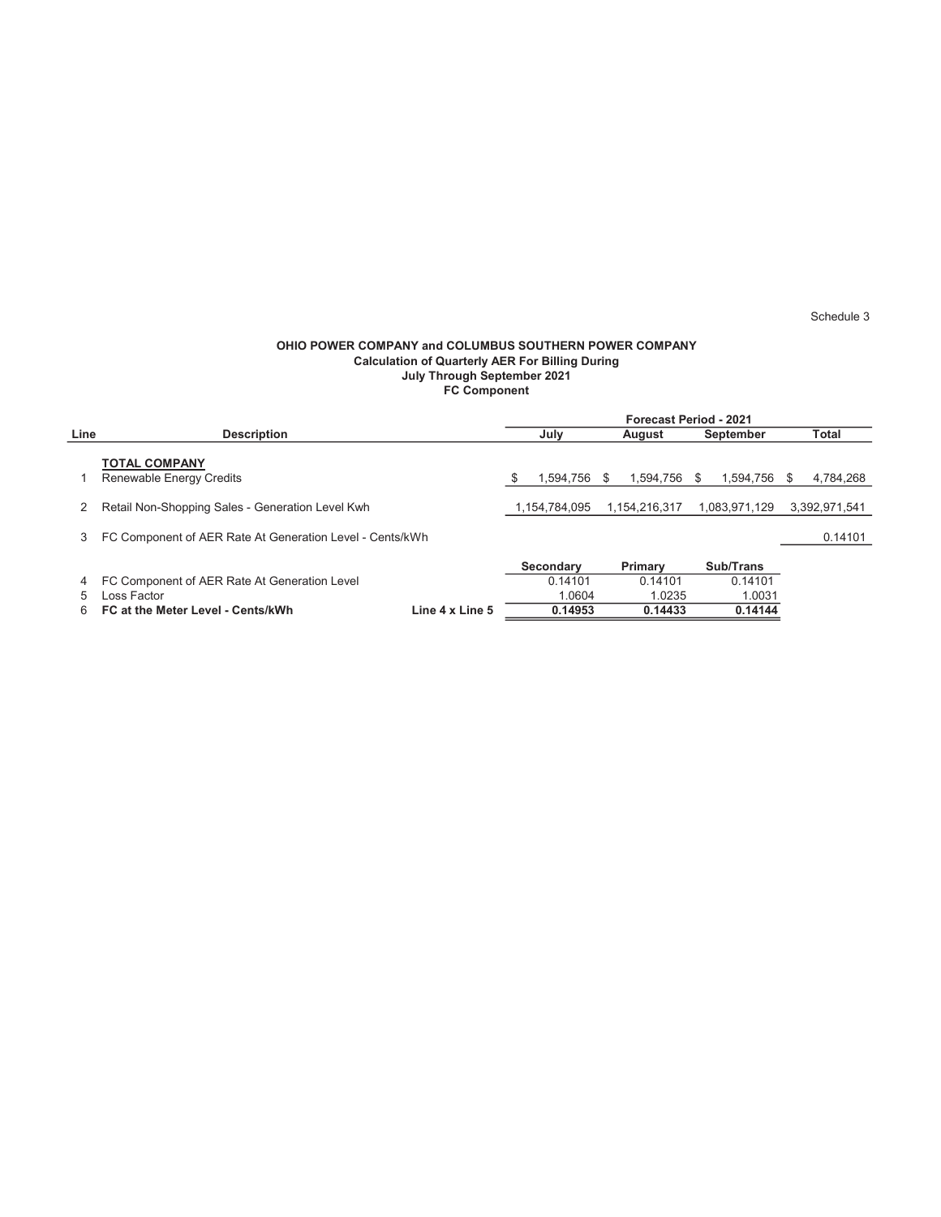Schedule 3

**OHIO POWER COMPANY and COLUMBUS SOUTHERN POWER COMPANY**
**Calculation of Quarterly AER For Billing During**
**July Through September 2021**
**FC Component**

| Line | Description | | Forecast Period - 2021 | | | |
|---|---|---|---|---|---|---|
| | | | July | August | September | Total |
| | **TOTAL COMPANY** | | | | | |
| 1 | Renewable Energy Credits | | $ 1,594,756 | $ 1,594,756 | $ 1,594,756 | $ 4,784,268 |
| 2 | Retail Non-Shopping Sales - Generation Level Kwh | | 1,154,784,095 | 1,154,216,317 | 1,083,971,129 | 3,392,971,541 |
| 3 | FC Component of AER Rate At Generation Level - Cents/kWh | | | | | 0.14101 |
| | | | **Secondary** | **Primary** | **Sub/Trans** | |
| 4 | FC Component of AER Rate At Generation Level | | 0.14101 | 0.14101 | 0.14101 | |
| 5 | Loss Factor | | 1.0604 | 1.0235 | 1.0031 | |
| 6 | **FC at the Meter Level - Cents/kWh** | **Line 4 x Line 5** | **0.14953** | **0.14433** | **0.14144** | |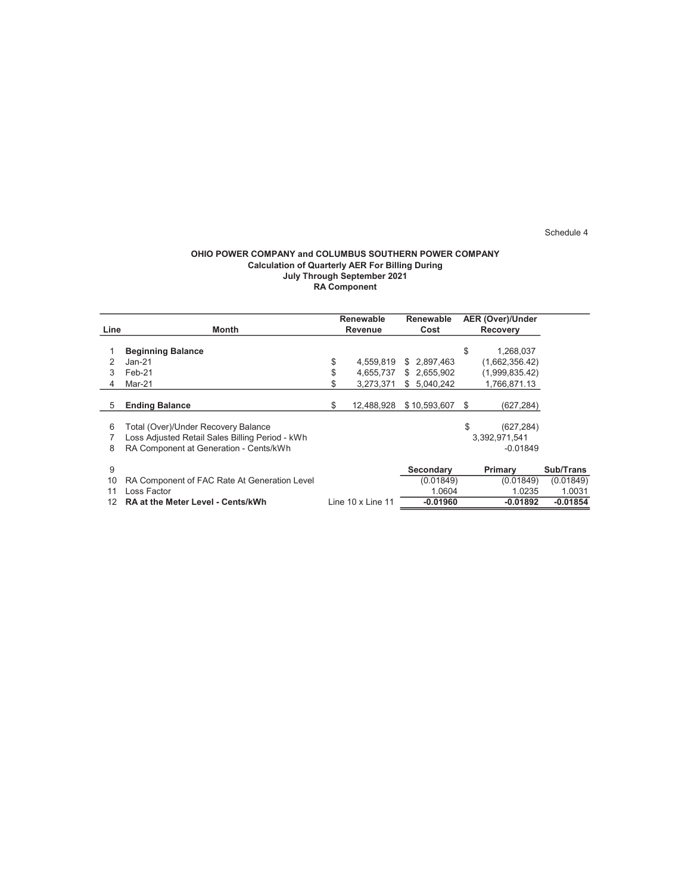Schedule 4

**OHIO POWER COMPANY and COLUMBUS SOUTHERN POWER COMPANY**
**Calculation of Quarterly AER For Billing During**
**July Through September 2021**
**RA Component**

| Line | Month | Renewable Revenue | Renewable Cost | AER (Over)/Under Recovery | |
|---|---|---|---|---|---|
| 1 | **Beginning Balance** | | | $ 1,268,037 | |
| 2 | Jan-21 | $ 4,559,819 | $ 2,897,463 | (1,662,356.42) | |
| 3 | Feb-21 | $ 4,655,737 | $ 2,655,902 | (1,999,835.42) | |
| 4 | Mar-21 | $ 3,273,371 | $ 5,040,242 | 1,766,871.13 | |
| 5 | **Ending Balance** | $ 12,488,928 | $ 10,593,607 | $ (627,284) | |
| 6 | Total (Over)/Under Recovery Balance | | | $ (627,284) | |
| 7 | Loss Adjusted Retail Sales Billing Period - kWh | | | 3,392,971,541 | |
| 8 | RA Component at Generation - Cents/kWh | | | -0.01849 | |
| 9 | | | **Secondary** | **Primary** | **Sub/Trans** |
| 10 | RA Component of FAC Rate At Generation Level | | (0.01849) | (0.01849) | (0.01849) |
| 11 | Loss Factor | | 1.0604 | 1.0235 | 1.0031 |
| 12 | **RA at the Meter Level - Cents/kWh** | Line 10 x Line 11 | **-0.01960** | **-0.01892** | **-0.01854** |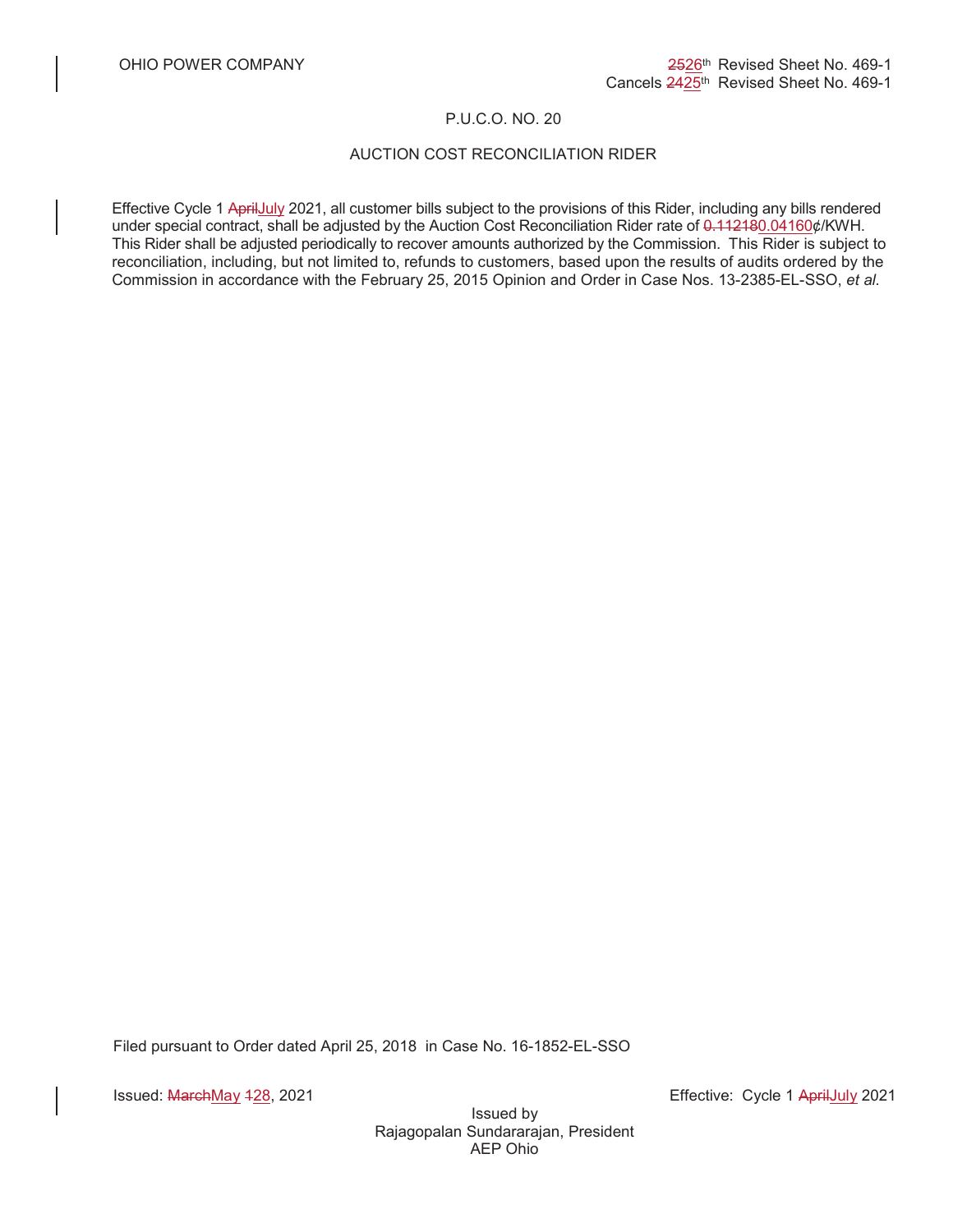OHIO POWER COMPANY

~~25~~26th Revised Sheet No. 469-1
Cancels ~~24~~25th Revised Sheet No. 469-1

P.U.C.O. NO. 20

AUCTION COST RECONCILIATION RIDER

Effective Cycle 1 ~~April~~July 2021, all customer bills subject to the provisions of this Rider, including any bills rendered under special contract, shall be adjusted by the Auction Cost Reconciliation Rider rate of ~~0.11218~~0.04160¢/KWH. This Rider shall be adjusted periodically to recover amounts authorized by the Commission. This Rider is subject to reconciliation, including, but not limited to, refunds to customers, based upon the results of audits ordered by the Commission in accordance with the February 25, 2015 Opinion and Order in Case Nos. 13-2385-EL-SSO, *et al*.

Filed pursuant to Order dated April 25, 2018 in Case No. 16-1852-EL-SSO

Issued: ~~March~~May ~~1~~28, 2021

Effective: Cycle 1 ~~April~~July 2021

Issued by
Rajagopalan Sundararajan, President
AEP Ohio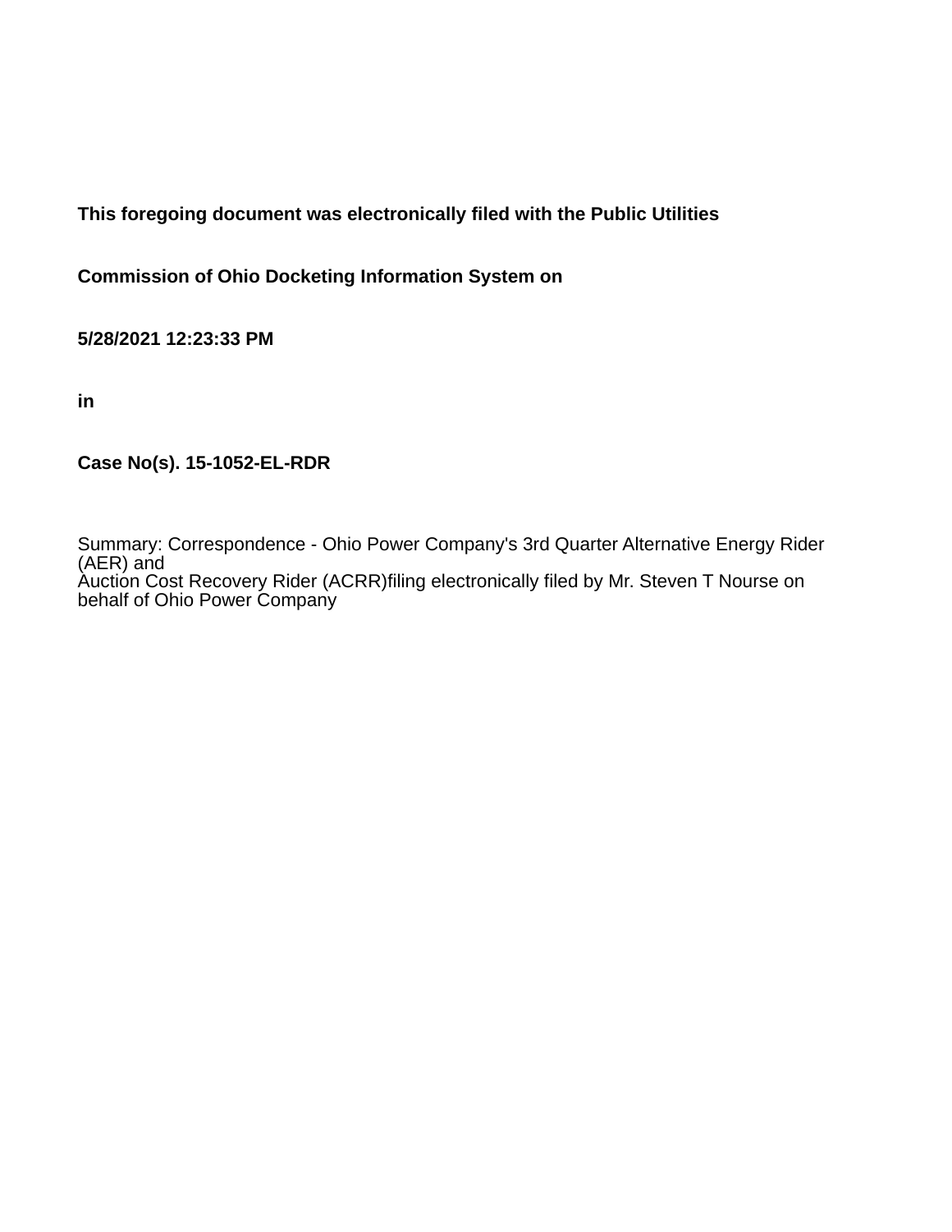**This foregoing document was electronically filed with the Public Utilities**

**Commission of Ohio Docketing Information System on**

**5/28/2021 12:23:33 PM**

**in**

**Case No(s). 15-1052-EL-RDR**

Summary: Correspondence - Ohio Power Company's 3rd Quarter Alternative Energy Rider (AER) and
Auction Cost Recovery Rider (ACRR)filing electronically filed by Mr. Steven T Nourse on behalf of Ohio Power Company